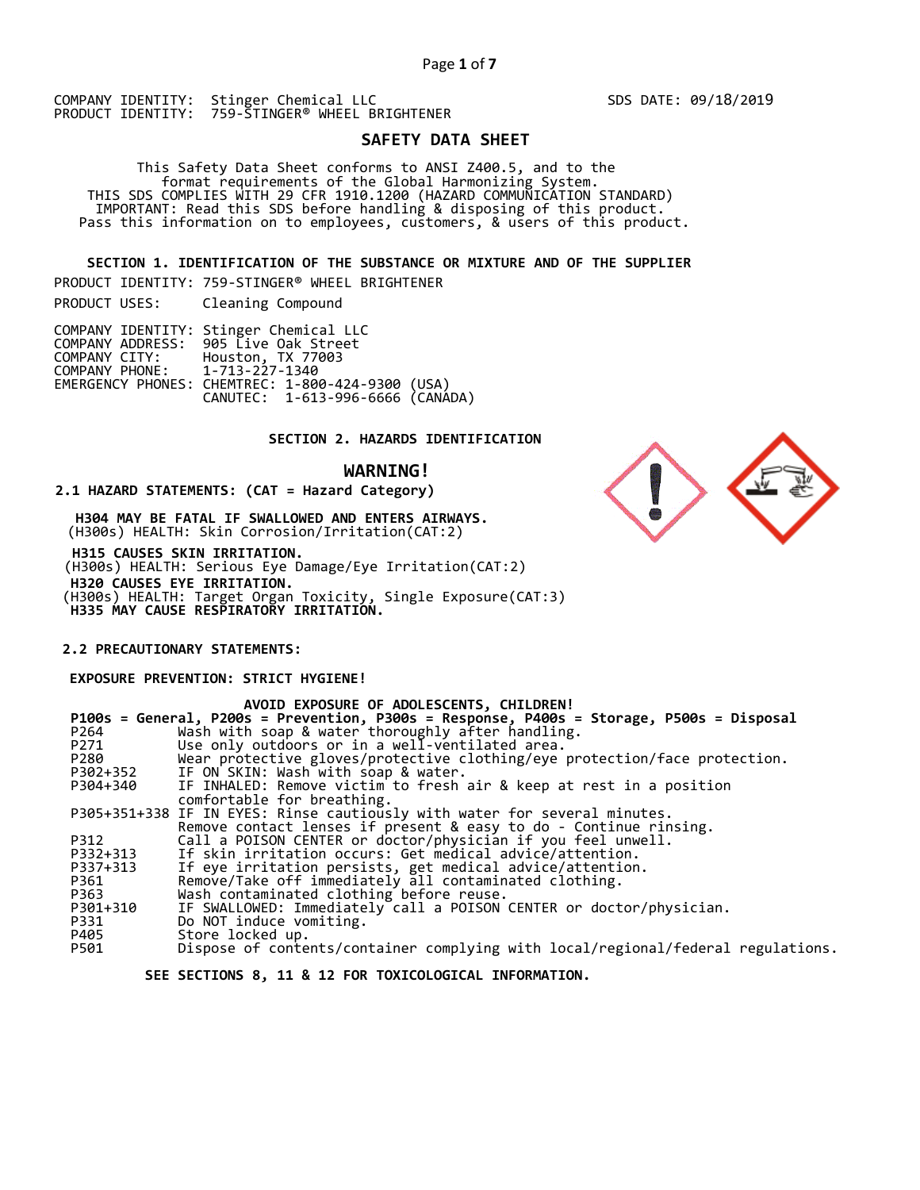COMPANY IDENTITY: Stinger Chemical LLC
PRODUCT IDENTITY: 759-STINGER® WHEEL BRIGHTENER

SDS DATE: 09/18/2019

# SAFETY DATA SHEET

This Safety Data Sheet conforms to ANSI Z400.5, and to the format requirements of the Global Harmonizing System.
THIS SDS COMPLIES WITH 29 CFR 1910.1200 (HAZARD COMMUNICATION STANDARD)
IMPORTANT: Read this SDS before handling & disposing of this product.
Pass this information on to employees, customers, & users of this product.

## SECTION 1. IDENTIFICATION OF THE SUBSTANCE OR MIXTURE AND OF THE SUPPLIER

PRODUCT IDENTITY: 759-STINGER® WHEEL BRIGHTENER

PRODUCT USES: Cleaning Compound

COMPANY IDENTITY: Stinger Chemical LLC
COMPANY ADDRESS: 905 Live Oak Street
COMPANY CITY: Houston, TX 77003
COMPANY PHONE: 1-713-227-1340
EMERGENCY PHONES: CHEMTREC: 1-800-424-9300 (USA)
CANUTEC: 1-613-996-6666 (CANADA)

## SECTION 2. HAZARDS IDENTIFICATION

**WARNING!**

**2.1 HAZARD STATEMENTS: (CAT = Hazard Category)**

**H304 MAY BE FATAL IF SWALLOWED AND ENTERS AIRWAYS.**
(H300s) HEALTH: Skin Corrosion/Irritation(CAT:2)
**H315 CAUSES SKIN IRRITATION.**
(H300s) HEALTH: Serious Eye Damage/Eye Irritation(CAT:2)
**H320 CAUSES EYE IRRITATION.**
(H300s) HEALTH: Target Organ Toxicity, Single Exposure(CAT:3)
**H335 MAY CAUSE RESPIRATORY IRRITATION.**

**2.2 PRECAUTIONARY STATEMENTS:**

**EXPOSURE PREVENTION: STRICT HYGIENE!**

**AVOID EXPOSURE OF ADOLESCENTS, CHILDREN!**

**P100s = General, P200s = Prevention, P300s = Response, P400s = Storage, P500s = Disposal**

| Code | Statement |
|---|---|
| P264 | Wash with soap & water thoroughly after handling. |
| P271 | Use only outdoors or in a well-ventilated area. |
| P280 | Wear protective gloves/protective clothing/eye protection/face protection. |
| P302+352 | IF ON SKIN: Wash with soap & water. |
| P304+340 | IF INHALED: Remove victim to fresh air & keep at rest in a position comfortable for breathing. |
| P305+351+338 | IF IN EYES: Rinse cautiously with water for several minutes. Remove contact lenses if present & easy to do - Continue rinsing. |
| P312 | Call a POISON CENTER or doctor/physician if you feel unwell. |
| P332+313 | If skin irritation occurs: Get medical advice/attention. |
| P337+313 | If eye irritation persists, get medical advice/attention. |
| P361 | Remove/Take off immediately all contaminated clothing. |
| P363 | Wash contaminated clothing before reuse. |
| P301+310 | IF SWALLOWED: Immediately call a POISON CENTER or doctor/physician. |
| P331 | Do NOT induce vomiting. |
| P405 | Store locked up. |
| P501 | Dispose of contents/container complying with local/regional/federal regulations. |

**SEE SECTIONS 8, 11 & 12 FOR TOXICOLOGICAL INFORMATION.**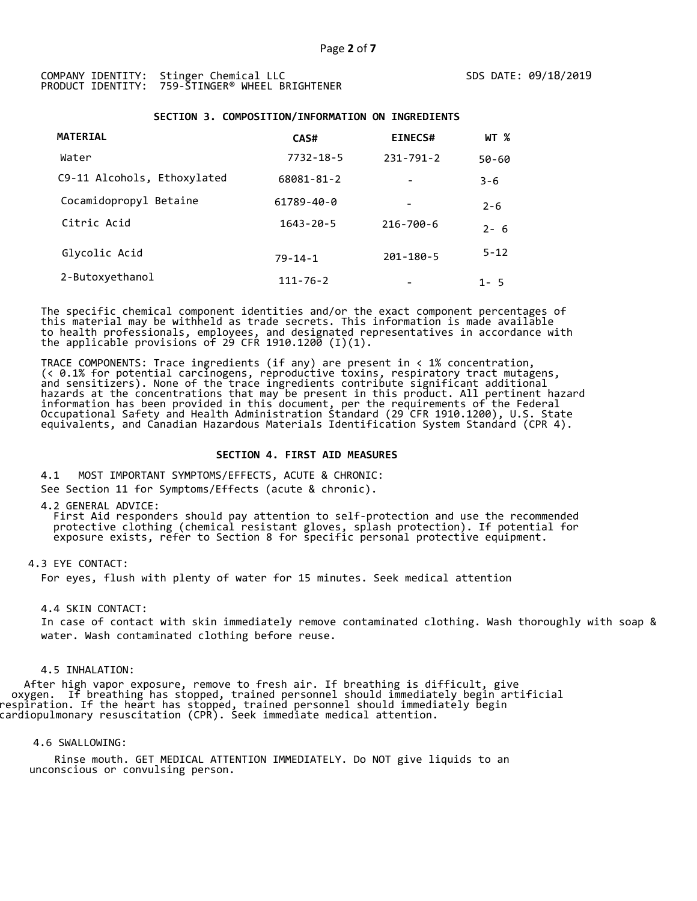COMPANY IDENTITY: Stinger Chemical LLC
PRODUCT IDENTITY: 759-STINGER® WHEEL BRIGHTENER

SDS DATE: 09/18/2019

## SECTION 3. COMPOSITION/INFORMATION ON INGREDIENTS

| MATERIAL | CAS# | EINECS# | WT % |
|---|---|---|---|
| Water | 7732-18-5 | 231-791-2 | 50-60 |
| C9-11 Alcohols, Ethoxylated | 68081-81-2 | - | 3-6 |
| Cocamidopropyl Betaine | 61789-40-0 | - | 2-6 |
| Citric Acid | 1643-20-5 | 216-700-6 | 2- 6 |
| Glycolic Acid | 79-14-1 | 201-180-5 | 5-12 |
| 2-Butoxyethanol | 111-76-2 | - | 1- 5 |

The specific chemical component identities and/or the exact component percentages of this material may be withheld as trade secrets. This information is made available to health professionals, employees, and designated representatives in accordance with the applicable provisions of 29 CFR 1910.1200 (I)(1).

TRACE COMPONENTS: Trace ingredients (if any) are present in < 1% concentration, (< 0.1% for potential carcinogens, reproductive toxins, respiratory tract mutagens, and sensitizers). None of the trace ingredients contribute significant additional hazards at the concentrations that may be present in this product. All pertinent hazard information has been provided in this document, per the requirements of the Federal Occupational Safety and Health Administration Standard (29 CFR 1910.1200), U.S. State equivalents, and Canadian Hazardous Materials Identification System Standard (CPR 4).

## SECTION 4. FIRST AID MEASURES

4.1 MOST IMPORTANT SYMPTOMS/EFFECTS, ACUTE & CHRONIC:
See Section 11 for Symptoms/Effects (acute & chronic).

4.2 GENERAL ADVICE:
First Aid responders should pay attention to self-protection and use the recommended protective clothing (chemical resistant gloves, splash protection). If potential for exposure exists, refer to Section 8 for specific personal protective equipment.

4.3 EYE CONTACT:
For eyes, flush with plenty of water for 15 minutes. Seek medical attention

4.4 SKIN CONTACT:
In case of contact with skin immediately remove contaminated clothing. Wash thoroughly with soap & water. Wash contaminated clothing before reuse.

4.5 INHALATION:
After high vapor exposure, remove to fresh air. If breathing is difficult, give oxygen. If breathing has stopped, trained personnel should immediately begin artificial respiration. If the heart has stopped, trained personnel should immediately begin cardiopulmonary resuscitation (CPR). Seek immediate medical attention.

4.6 SWALLOWING:
Rinse mouth. GET MEDICAL ATTENTION IMMEDIATELY. Do NOT give liquids to an unconscious or convulsing person.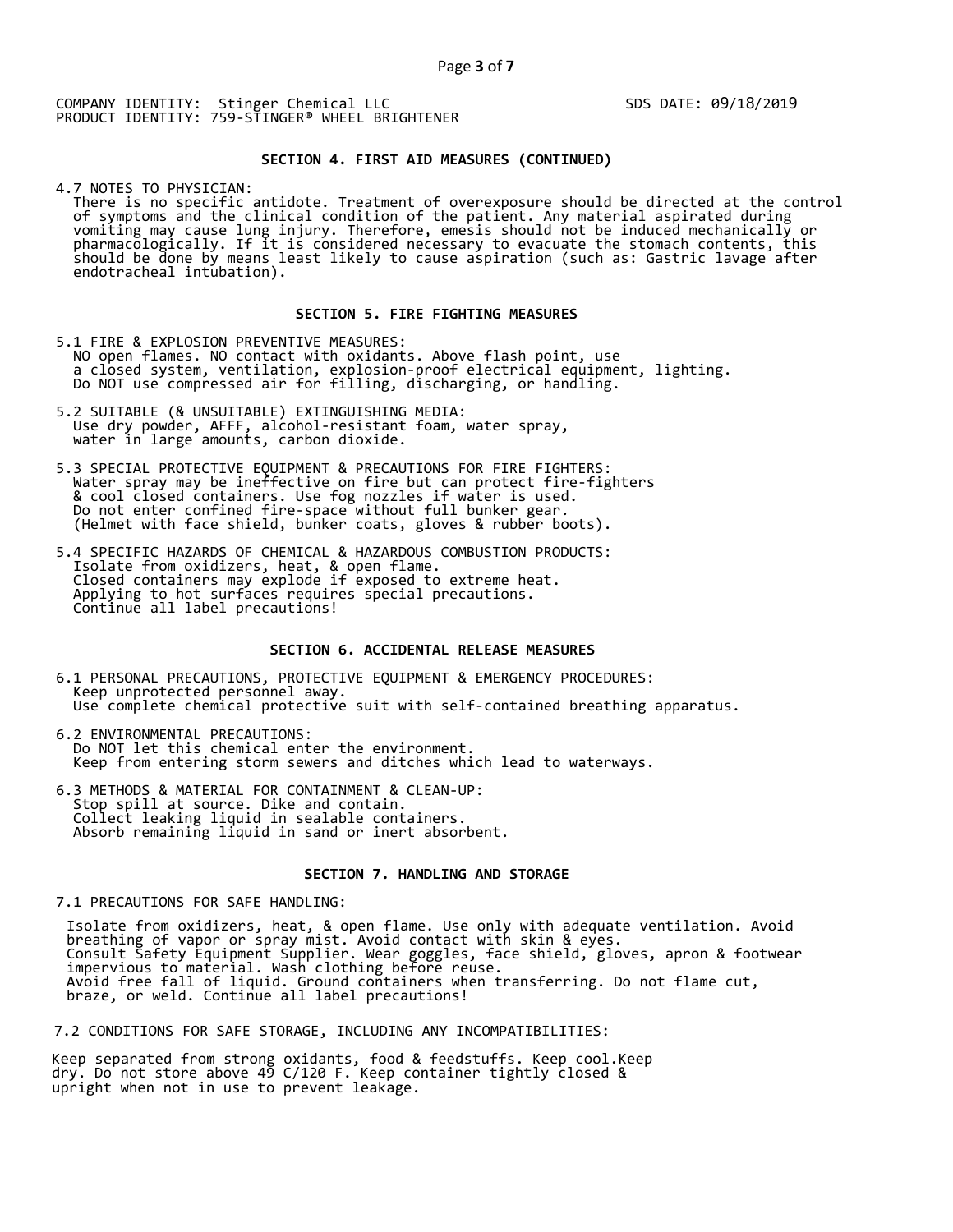COMPANY IDENTITY: Stinger Chemical LLC
PRODUCT IDENTITY: 759-STINGER® WHEEL BRIGHTENER

SDS DATE: 09/18/2019

## SECTION 4. FIRST AID MEASURES (CONTINUED)

4.7 NOTES TO PHYSICIAN:
There is no specific antidote. Treatment of overexposure should be directed at the control of symptoms and the clinical condition of the patient. Any material aspirated during vomiting may cause lung injury. Therefore, emesis should not be induced mechanically or pharmacologically. If it is considered necessary to evacuate the stomach contents, this should be done by means least likely to cause aspiration (such as: Gastric lavage after endotracheal intubation).

## SECTION 5. FIRE FIGHTING MEASURES

5.1 FIRE & EXPLOSION PREVENTIVE MEASURES:
NO open flames. NO contact with oxidants. Above flash point, use a closed system, ventilation, explosion-proof electrical equipment, lighting. Do NOT use compressed air for filling, discharging, or handling.

5.2 SUITABLE (& UNSUITABLE) EXTINGUISHING MEDIA:
Use dry powder, AFFF, alcohol-resistant foam, water spray, water in large amounts, carbon dioxide.

5.3 SPECIAL PROTECTIVE EQUIPMENT & PRECAUTIONS FOR FIRE FIGHTERS:
Water spray may be ineffective on fire but can protect fire-fighters & cool closed containers. Use fog nozzles if water is used. Do not enter confined fire-space without full bunker gear. (Helmet with face shield, bunker coats, gloves & rubber boots).

5.4 SPECIFIC HAZARDS OF CHEMICAL & HAZARDOUS COMBUSTION PRODUCTS:
Isolate from oxidizers, heat, & open flame.
Closed containers may explode if exposed to extreme heat.
Applying to hot surfaces requires special precautions.
Continue all label precautions!

## SECTION 6. ACCIDENTAL RELEASE MEASURES

6.1 PERSONAL PRECAUTIONS, PROTECTIVE EQUIPMENT & EMERGENCY PROCEDURES:
Keep unprotected personnel away.
Use complete chemical protective suit with self-contained breathing apparatus.

6.2 ENVIRONMENTAL PRECAUTIONS:
Do NOT let this chemical enter the environment.
Keep from entering storm sewers and ditches which lead to waterways.

6.3 METHODS & MATERIAL FOR CONTAINMENT & CLEAN-UP:
Stop spill at source. Dike and contain.
Collect leaking liquid in sealable containers.
Absorb remaining liquid in sand or inert absorbent.

## SECTION 7. HANDLING AND STORAGE

7.1 PRECAUTIONS FOR SAFE HANDLING:

Isolate from oxidizers, heat, & open flame. Use only with adequate ventilation. Avoid breathing of vapor or spray mist. Avoid contact with skin & eyes.
Consult Safety Equipment Supplier. Wear goggles, face shield, gloves, apron & footwear impervious to material. Wash clothing before reuse.
Avoid free fall of liquid. Ground containers when transferring. Do not flame cut, braze, or weld. Continue all label precautions!

7.2 CONDITIONS FOR SAFE STORAGE, INCLUDING ANY INCOMPATIBILITIES:

Keep separated from strong oxidants, food & feedstuffs. Keep cool.Keep dry. Do not store above 49 C/120 F. Keep container tightly closed & upright when not in use to prevent leakage.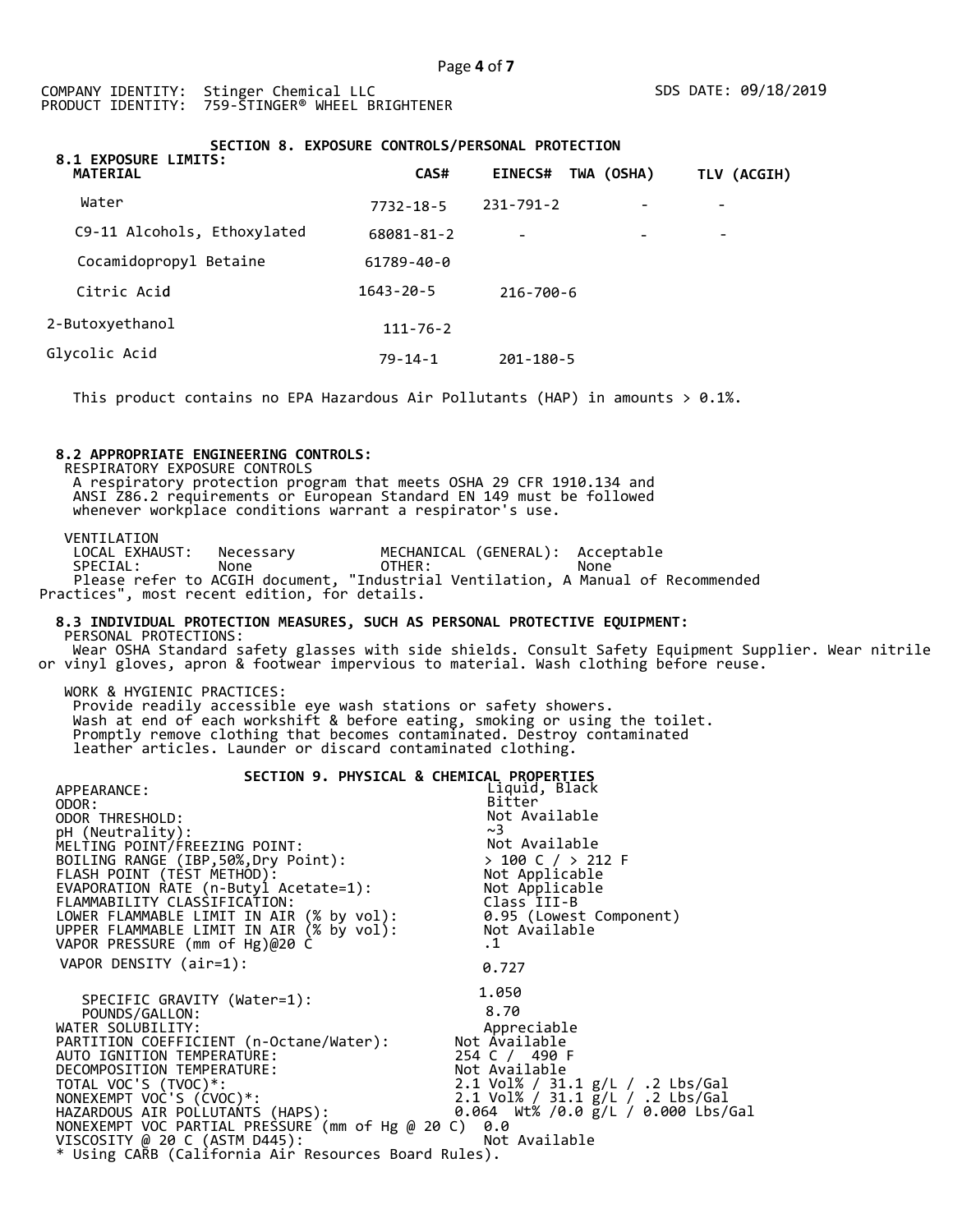COMPANY IDENTITY: Stinger Chemical LLC
PRODUCT IDENTITY: 759-STINGER® WHEEL BRIGHTENER

SDS DATE: 09/18/2019

## SECTION 8. EXPOSURE CONTROLS/PERSONAL PROTECTION

### 8.1 EXPOSURE LIMITS:

| MATERIAL | CAS# | EINECS# | TWA (OSHA) | TLV (ACGIH) |
|---|---|---|---|---|
| Water | 7732-18-5 | 231-791-2 | - | - |
| C9-11 Alcohols, Ethoxylated | 68081-81-2 | - | - | - |
| Cocamidopropyl Betaine | 61789-40-0 | | | |
| Citric Acid | 1643-20-5 | 216-700-6 | | |
| 2-Butoxyethanol | 111-76-2 | | | |
| Glycolic Acid | 79-14-1 | 201-180-5 | | |

This product contains no EPA Hazardous Air Pollutants (HAP) in amounts > 0.1%.

### 8.2 APPROPRIATE ENGINEERING CONTROLS:

RESPIRATORY EXPOSURE CONTROLS

A respiratory protection program that meets OSHA 29 CFR 1910.134 and ANSI Z86.2 requirements or European Standard EN 149 must be followed whenever workplace conditions warrant a respirator's use.

VENTILATION

LOCAL EXHAUST: Necessary  MECHANICAL (GENERAL): Acceptable
SPECIAL: None  OTHER: None

Please refer to ACGIH document, "Industrial Ventilation, A Manual of Recommended Practices", most recent edition, for details.

### 8.3 INDIVIDUAL PROTECTION MEASURES, SUCH AS PERSONAL PROTECTIVE EQUIPMENT:

PERSONAL PROTECTIONS:

Wear OSHA Standard safety glasses with side shields. Consult Safety Equipment Supplier. Wear nitrile or vinyl gloves, apron & footwear impervious to material. Wash clothing before reuse.

WORK & HYGIENIC PRACTICES:

Provide readily accessible eye wash stations or safety showers.
Wash at end of each workshift & before eating, smoking or using the toilet.
Promptly remove clothing that becomes contaminated. Destroy contaminated leather articles. Launder or discard contaminated clothing.

## SECTION 9. PHYSICAL & CHEMICAL PROPERTIES

| | |
|---|---|
| APPEARANCE: | Liquid, Black |
| ODOR: | Bitter |
| ODOR THRESHOLD: | Not Available |
| pH (Neutrality): | ~3 |
| MELTING POINT/FREEZING POINT: | Not Available |
| BOILING RANGE (IBP,50%,Dry Point): | > 100 C / > 212 F |
| FLASH POINT (TEST METHOD): | Not Applicable |
| EVAPORATION RATE (n-Butyl Acetate=1): | Not Applicable |
| FLAMMABILITY CLASSIFICATION: | Class III-B |
| LOWER FLAMMABLE LIMIT IN AIR (% by vol): | 0.95 (Lowest Component) |
| UPPER FLAMMABLE LIMIT IN AIR (% by vol): | Not Available |
| VAPOR PRESSURE (mm of Hg)@20 C | .1 |
| VAPOR DENSITY (air=1): | 0.727 |
| SPECIFIC GRAVITY (Water=1): | 1.050 |
| POUNDS/GALLON: | 8.70 |
| WATER SOLUBILITY: | Appreciable |
| PARTITION COEFFICIENT (n-Octane/Water): | Not Available |
| AUTO IGNITION TEMPERATURE: | 254 C / 490 F |
| DECOMPOSITION TEMPERATURE: | Not Available |
| TOTAL VOC'S (TVOC)*: | 2.1 Vol% / 31.1 g/L / .2 Lbs/Gal |
| NONEXEMPT VOC'S (CVOC)*: | 2.1 Vol% / 31.1 g/L / .2 Lbs/Gal |
| HAZARDOUS AIR POLLUTANTS (HAPS): | 0.064 Wt% /0.0 g/L / 0.000 Lbs/Gal |
| NONEXEMPT VOC PARTIAL PRESSURE (mm of Hg @ 20 C) | 0.0 |
| VISCOSITY @ 20 C (ASTM D445): | Not Available |

* Using CARB (California Air Resources Board Rules).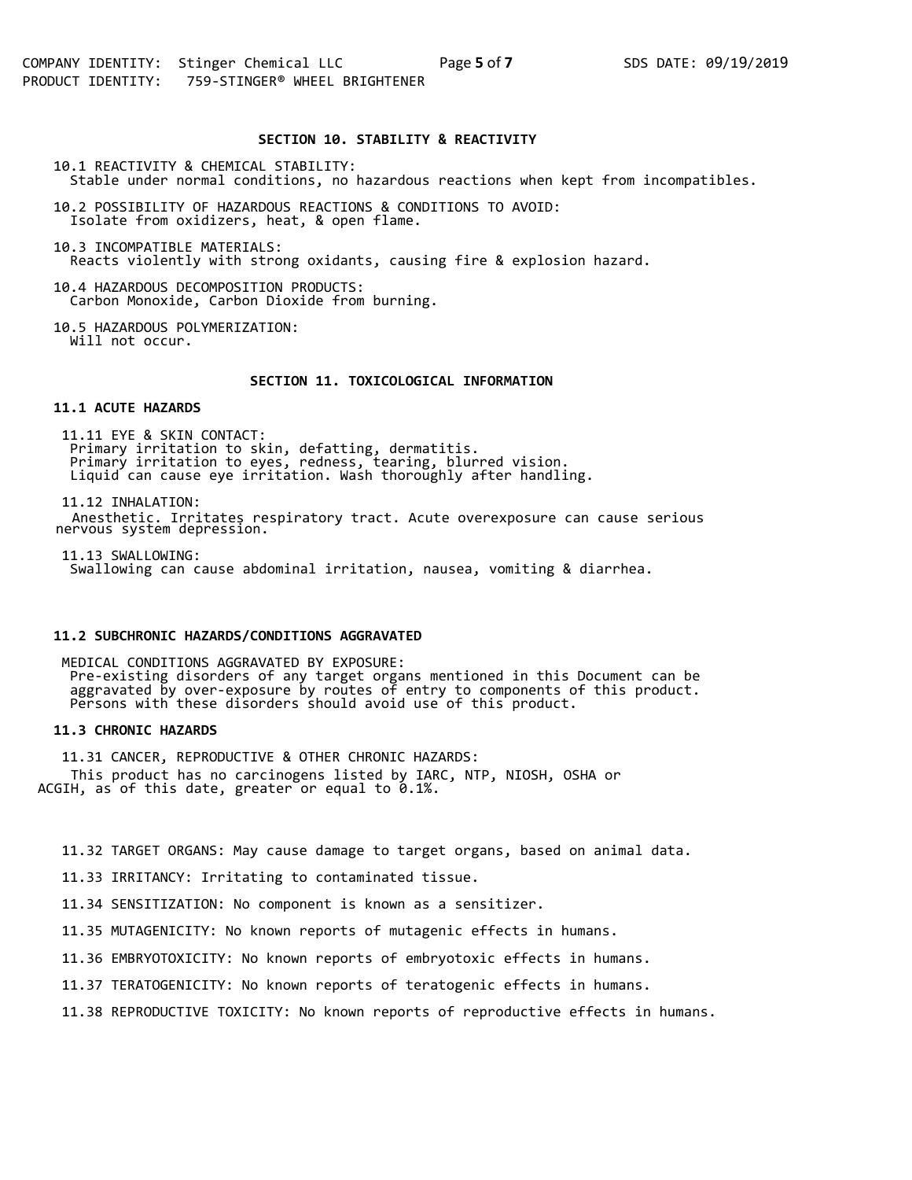## SECTION 10. STABILITY & REACTIVITY

10.1 REACTIVITY & CHEMICAL STABILITY:
Stable under normal conditions, no hazardous reactions when kept from incompatibles.

10.2 POSSIBILITY OF HAZARDOUS REACTIONS & CONDITIONS TO AVOID:
Isolate from oxidizers, heat, & open flame.

10.3 INCOMPATIBLE MATERIALS:
Reacts violently with strong oxidants, causing fire & explosion hazard.

10.4 HAZARDOUS DECOMPOSITION PRODUCTS:
Carbon Monoxide, Carbon Dioxide from burning.

10.5 HAZARDOUS POLYMERIZATION:
Will not occur.

## SECTION 11. TOXICOLOGICAL INFORMATION

### 11.1 ACUTE HAZARDS

11.11 EYE & SKIN CONTACT:
Primary irritation to skin, defatting, dermatitis.
Primary irritation to eyes, redness, tearing, blurred vision.
Liquid can cause eye irritation. Wash thoroughly after handling.

11.12 INHALATION:
Anesthetic. Irritates respiratory tract. Acute overexposure can cause serious nervous system depression.

11.13 SWALLOWING:
Swallowing can cause abdominal irritation, nausea, vomiting & diarrhea.

### 11.2 SUBCHRONIC HAZARDS/CONDITIONS AGGRAVATED

MEDICAL CONDITIONS AGGRAVATED BY EXPOSURE:
Pre-existing disorders of any target organs mentioned in this Document can be aggravated by over-exposure by routes of entry to components of this product. Persons with these disorders should avoid use of this product.

### 11.3 CHRONIC HAZARDS

11.31 CANCER, REPRODUCTIVE & OTHER CHRONIC HAZARDS:
This product has no carcinogens listed by IARC, NTP, NIOSH, OSHA or ACGIH, as of this date, greater or equal to 0.1%.

11.32 TARGET ORGANS: May cause damage to target organs, based on animal data.

11.33 IRRITANCY: Irritating to contaminated tissue.

11.34 SENSITIZATION: No component is known as a sensitizer.

11.35 MUTAGENICITY: No known reports of mutagenic effects in humans.

11.36 EMBRYOTOXICITY: No known reports of embryotoxic effects in humans.

11.37 TERATOGENICITY: No known reports of teratogenic effects in humans.

11.38 REPRODUCTIVE TOXICITY: No known reports of reproductive effects in humans.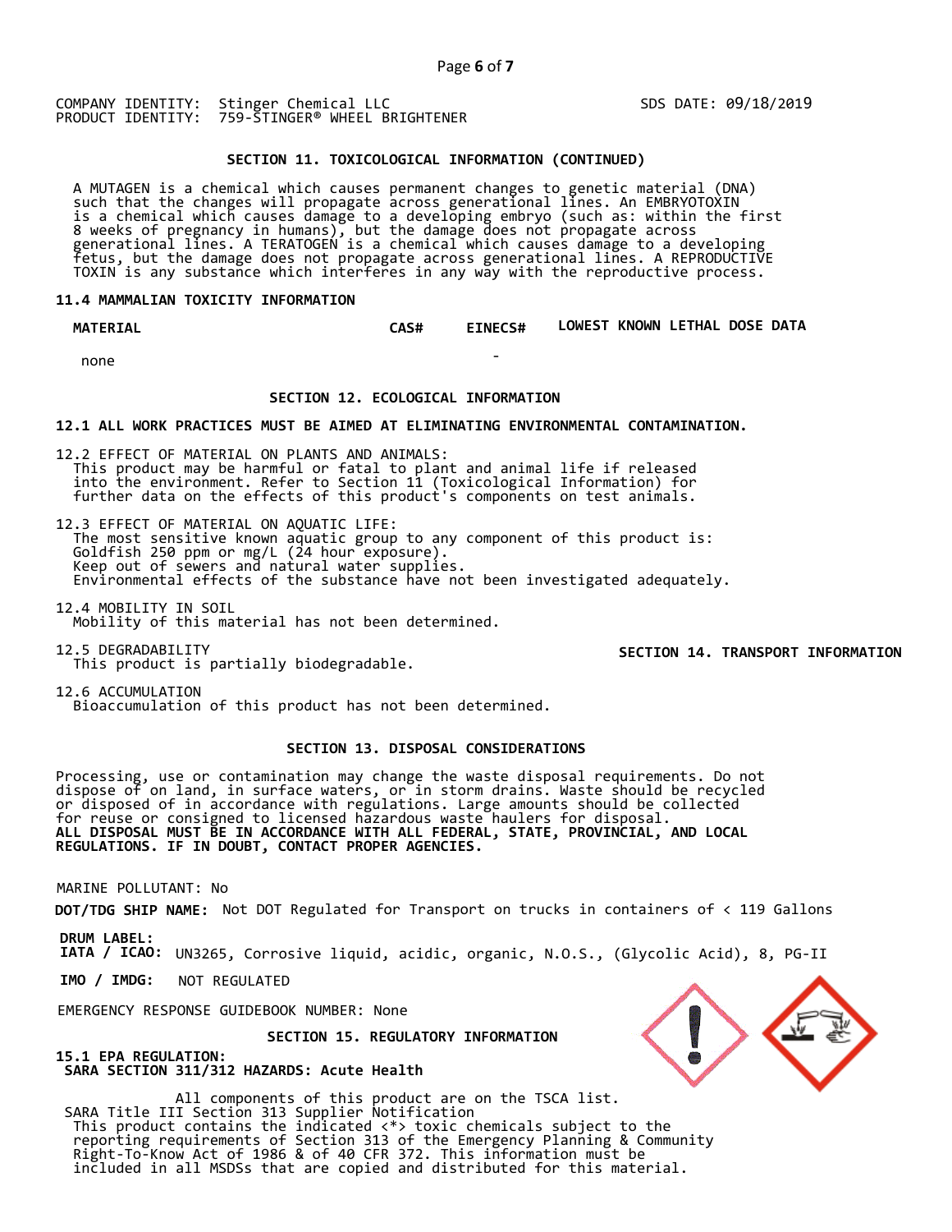COMPANY IDENTITY: Stinger Chemical LLC
PRODUCT IDENTITY: 759-STINGER® WHEEL BRIGHTENER

SDS DATE: 09/18/2019

## SECTION 11. TOXICOLOGICAL INFORMATION (CONTINUED)

A MUTAGEN is a chemical which causes permanent changes to genetic material (DNA) such that the changes will propagate across generational lines. An EMBRYOTOXIN is a chemical which causes damage to a developing embryo (such as: within the first 8 weeks of pregnancy in humans), but the damage does not propagate across generational lines. A TERATOGEN is a chemical which causes damage to a developing fetus, but the damage does not propagate across generational lines. A REPRODUCTIVE TOXIN is any substance which interferes in any way with the reproductive process.

### 11.4 MAMMALIAN TOXICITY INFORMATION

| MATERIAL | CAS# | EINECS# | LOWEST KNOWN LETHAL DOSE DATA |
|---|---|---|---|
| none | | - | |

## SECTION 12. ECOLOGICAL INFORMATION

**12.1 ALL WORK PRACTICES MUST BE AIMED AT ELIMINATING ENVIRONMENTAL CONTAMINATION.**

12.2 EFFECT OF MATERIAL ON PLANTS AND ANIMALS:
This product may be harmful or fatal to plant and animal life if released into the environment. Refer to Section 11 (Toxicological Information) for further data on the effects of this product's components on test animals.

12.3 EFFECT OF MATERIAL ON AQUATIC LIFE:
The most sensitive known aquatic group to any component of this product is:
Goldfish 250 ppm or mg/L (24 hour exposure).
Keep out of sewers and natural water supplies.
Environmental effects of the substance have not been investigated adequately.

12.4 MOBILITY IN SOIL
Mobility of this material has not been determined.

12.5 DEGRADABILITY
This product is partially biodegradable.

12.6 ACCUMULATION
Bioaccumulation of this product has not been determined.

## SECTION 13. DISPOSAL CONSIDERATIONS

Processing, use or contamination may change the waste disposal requirements. Do not dispose of on land, in surface waters, or in storm drains. Waste should be recycled or disposed of in accordance with regulations. Large amounts should be collected for reuse or consigned to licensed hazardous waste haulers for disposal.
**ALL DISPOSAL MUST BE IN ACCORDANCE WITH ALL FEDERAL, STATE, PROVINCIAL, AND LOCAL REGULATIONS. IF IN DOUBT, CONTACT PROPER AGENCIES.**

## SECTION 14. TRANSPORT INFORMATION

MARINE POLLUTANT: No

**DOT/TDG SHIP NAME:** Not DOT Regulated for Transport on trucks in containers of < 119 Gallons

**DRUM LABEL:**
**IATA / ICAO:** UN3265, Corrosive liquid, acidic, organic, N.O.S., (Glycolic Acid), 8, PG-II

**IMO / IMDG:** NOT REGULATED

EMERGENCY RESPONSE GUIDEBOOK NUMBER: None

## SECTION 15. REGULATORY INFORMATION

**15.1 EPA REGULATION:**
**SARA SECTION 311/312 HAZARDS: Acute Health**

All components of this product are on the TSCA list.
SARA Title III Section 313 Supplier Notification
This product contains the indicated <*> toxic chemicals subject to the reporting requirements of Section 313 of the Emergency Planning & Community Right-To-Know Act of 1986 & of 40 CFR 372. This information must be included in all MSDSs that are copied and distributed for this material.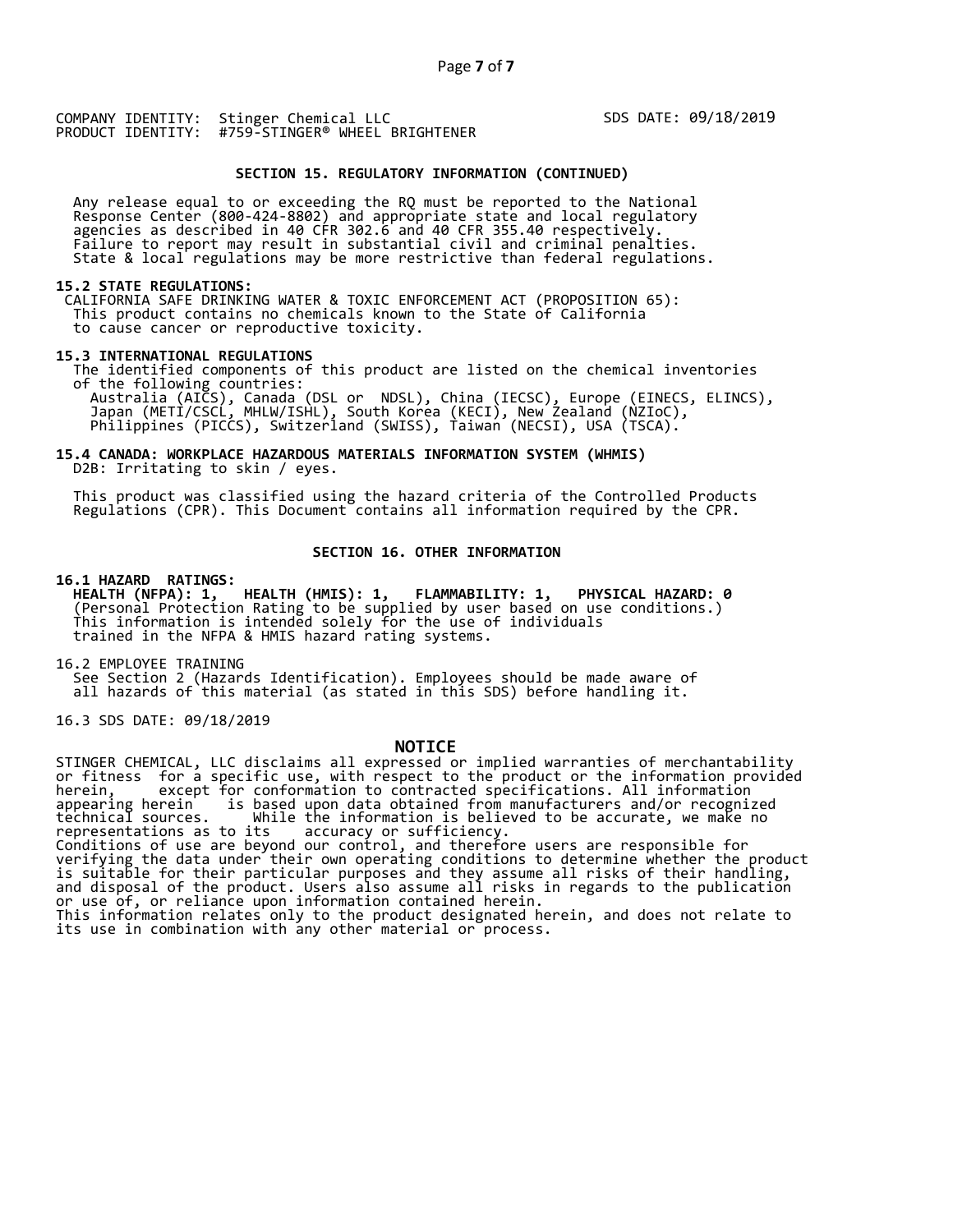COMPANY IDENTITY: Stinger Chemical LLC
PRODUCT IDENTITY: #759-STINGER® WHEEL BRIGHTENER

SDS DATE: 09/18/2019

## SECTION 15. REGULATORY INFORMATION (CONTINUED)

Any release equal to or exceeding the RQ must be reported to the National Response Center (800-424-8802) and appropriate state and local regulatory agencies as described in 40 CFR 302.6 and 40 CFR 355.40 respectively. Failure to report may result in substantial civil and criminal penalties. State & local regulations may be more restrictive than federal regulations.

**15.2 STATE REGULATIONS:**
CALIFORNIA SAFE DRINKING WATER & TOXIC ENFORCEMENT ACT (PROPOSITION 65):
This product contains no chemicals known to the State of California to cause cancer or reproductive toxicity.

**15.3 INTERNATIONAL REGULATIONS**
The identified components of this product are listed on the chemical inventories of the following countries:
Australia (AICS), Canada (DSL or NDSL), China (IECSC), Europe (EINECS, ELINCS), Japan (METI/CSCL, MHLW/ISHL), South Korea (KECI), New Zealand (NZIoC), Philippines (PICCS), Switzerland (SWISS), Taiwan (NECSI), USA (TSCA).

**15.4 CANADA: WORKPLACE HAZARDOUS MATERIALS INFORMATION SYSTEM (WHMIS)**
D2B: Irritating to skin / eyes.

This product was classified using the hazard criteria of the Controlled Products Regulations (CPR). This Document contains all information required by the CPR.

## SECTION 16. OTHER INFORMATION

**16.1 HAZARD RATINGS:**
**HEALTH (NFPA): 1, HEALTH (HMIS): 1, FLAMMABILITY: 1, PHYSICAL HAZARD: 0**
(Personal Protection Rating to be supplied by user based on use conditions.)
This information is intended solely for the use of individuals trained in the NFPA & HMIS hazard rating systems.

16.2 EMPLOYEE TRAINING
See Section 2 (Hazards Identification). Employees should be made aware of all hazards of this material (as stated in this SDS) before handling it.

16.3 SDS DATE: 09/18/2019

### NOTICE

STINGER CHEMICAL, LLC disclaims all expressed or implied warranties of merchantability or fitness for a specific use, with respect to the product or the information provided herein, except for conformation to contracted specifications. All information appearing herein is based upon data obtained from manufacturers and/or recognized technical sources. While the information is believed to be accurate, we make no representations as to its accuracy or sufficiency.
Conditions of use are beyond our control, and therefore users are responsible for verifying the data under their own operating conditions to determine whether the product is suitable for their particular purposes and they assume all risks of their handling, and disposal of the product. Users also assume all risks in regards to the publication or use of, or reliance upon information contained herein.
This information relates only to the product designated herein, and does not relate to its use in combination with any other material or process.